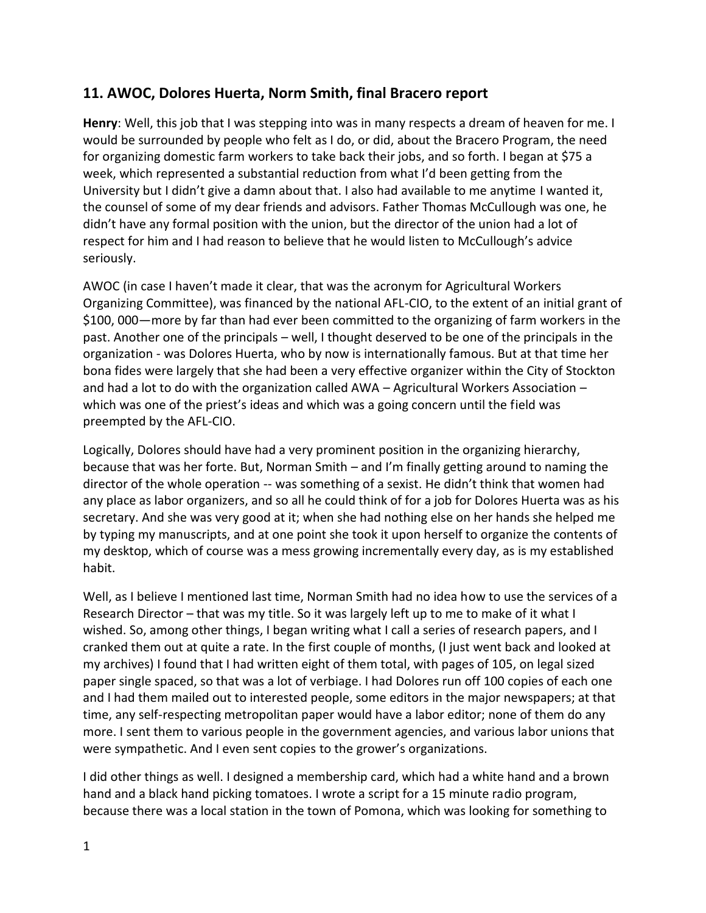## 11. AWOC, Dolores Huerta, Norm Smith, final Bracero report

**Henry**: Well, this job that I was stepping into was in many respects a dream of heaven for me. I would be surrounded by people who felt as I do, or did, about the Bracero Program, the need for organizing domestic farm workers to take back their jobs, and so forth. I began at $75 a week, which represented a substantial reduction from what I'd been getting from the University but I didn't give a damn about that. I also had available to me anytime I wanted it, the counsel of some of my dear friends and advisors. Father Thomas McCullough was one, he didn't have any formal position with the union, but the director of the union had a lot of respect for him and I had reason to believe that he would listen to McCullough's advice seriously.

AWOC (in case I haven't made it clear, that was the acronym for Agricultural Workers Organizing Committee), was financed by the national AFL-CIO, to the extent of an initial grant of $100, 000—more by far than had ever been committed to the organizing of farm workers in the past. Another one of the principals – well, I thought deserved to be one of the principals in the organization - was Dolores Huerta, who by now is internationally famous. But at that time her bona fides were largely that she had been a very effective organizer within the City of Stockton and had a lot to do with the organization called AWA – Agricultural Workers Association – which was one of the priest's ideas and which was a going concern until the field was preempted by the AFL-CIO.

Logically, Dolores should have had a very prominent position in the organizing hierarchy, because that was her forte. But, Norman Smith – and I'm finally getting around to naming the director of the whole operation -- was something of a sexist. He didn't think that women had any place as labor organizers, and so all he could think of for a job for Dolores Huerta was as his secretary. And she was very good at it; when she had nothing else on her hands she helped me by typing my manuscripts, and at one point she took it upon herself to organize the contents of my desktop, which of course was a mess growing incrementally every day, as is my established habit.

Well, as I believe I mentioned last time, Norman Smith had no idea how to use the services of a Research Director – that was my title. So it was largely left up to me to make of it what I wished. So, among other things, I began writing what I call a series of research papers, and I cranked them out at quite a rate. In the first couple of months, (I just went back and looked at my archives) I found that I had written eight of them total, with pages of 105, on legal sized paper single spaced, so that was a lot of verbiage. I had Dolores run off 100 copies of each one and I had them mailed out to interested people, some editors in the major newspapers; at that time, any self-respecting metropolitan paper would have a labor editor; none of them do any more. I sent them to various people in the government agencies, and various labor unions that were sympathetic. And I even sent copies to the grower's organizations.

I did other things as well. I designed a membership card, which had a white hand and a brown hand and a black hand picking tomatoes. I wrote a script for a 15 minute radio program, because there was a local station in the town of Pomona, which was looking for something to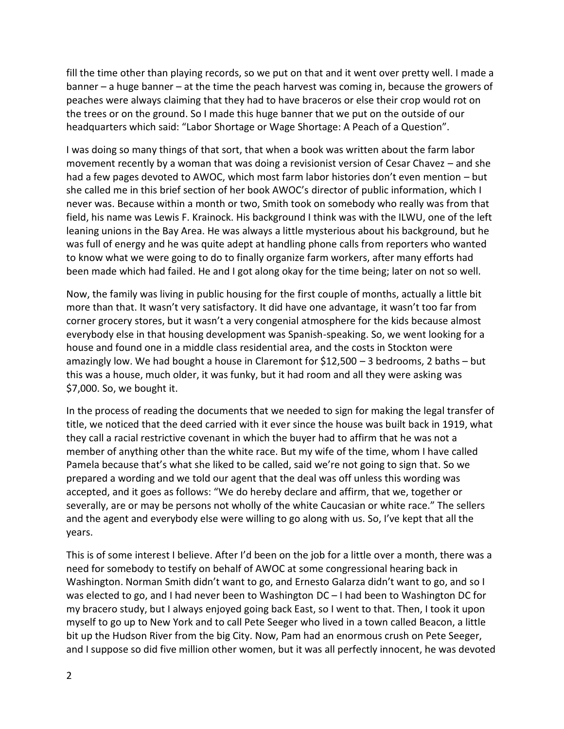fill the time other than playing records, so we put on that and it went over pretty well. I made a banner – a huge banner – at the time the peach harvest was coming in, because the growers of peaches were always claiming that they had to have braceros or else their crop would rot on the trees or on the ground. So I made this huge banner that we put on the outside of our headquarters which said: "Labor Shortage or Wage Shortage: A Peach of a Question".

I was doing so many things of that sort, that when a book was written about the farm labor movement recently by a woman that was doing a revisionist version of Cesar Chavez – and she had a few pages devoted to AWOC, which most farm labor histories don't even mention – but she called me in this brief section of her book AWOC's director of public information, which I never was. Because within a month or two, Smith took on somebody who really was from that field, his name was Lewis F. Krainock. His background I think was with the ILWU, one of the left leaning unions in the Bay Area. He was always a little mysterious about his background, but he was full of energy and he was quite adept at handling phone calls from reporters who wanted to know what we were going to do to finally organize farm workers, after many efforts had been made which had failed. He and I got along okay for the time being; later on not so well.

Now, the family was living in public housing for the first couple of months, actually a little bit more than that. It wasn't very satisfactory. It did have one advantage, it wasn't too far from corner grocery stores, but it wasn't a very congenial atmosphere for the kids because almost everybody else in that housing development was Spanish-speaking. So, we went looking for a house and found one in a middle class residential area, and the costs in Stockton were amazingly low. We had bought a house in Claremont for $12,500 – 3 bedrooms, 2 baths – but this was a house, much older, it was funky, but it had room and all they were asking was $7,000. So, we bought it.

In the process of reading the documents that we needed to sign for making the legal transfer of title, we noticed that the deed carried with it ever since the house was built back in 1919, what they call a racial restrictive covenant in which the buyer had to affirm that he was not a member of anything other than the white race. But my wife of the time, whom I have called Pamela because that's what she liked to be called, said we're not going to sign that. So we prepared a wording and we told our agent that the deal was off unless this wording was accepted, and it goes as follows: "We do hereby declare and affirm, that we, together or severally, are or may be persons not wholly of the white Caucasian or white race." The sellers and the agent and everybody else were willing to go along with us. So, I've kept that all the years.

This is of some interest I believe. After I'd been on the job for a little over a month, there was a need for somebody to testify on behalf of AWOC at some congressional hearing back in Washington. Norman Smith didn't want to go, and Ernesto Galarza didn't want to go, and so I was elected to go, and I had never been to Washington DC – I had been to Washington DC for my bracero study, but I always enjoyed going back East, so I went to that. Then, I took it upon myself to go up to New York and to call Pete Seeger who lived in a town called Beacon, a little bit up the Hudson River from the big City. Now, Pam had an enormous crush on Pete Seeger, and I suppose so did five million other women, but it was all perfectly innocent, he was devoted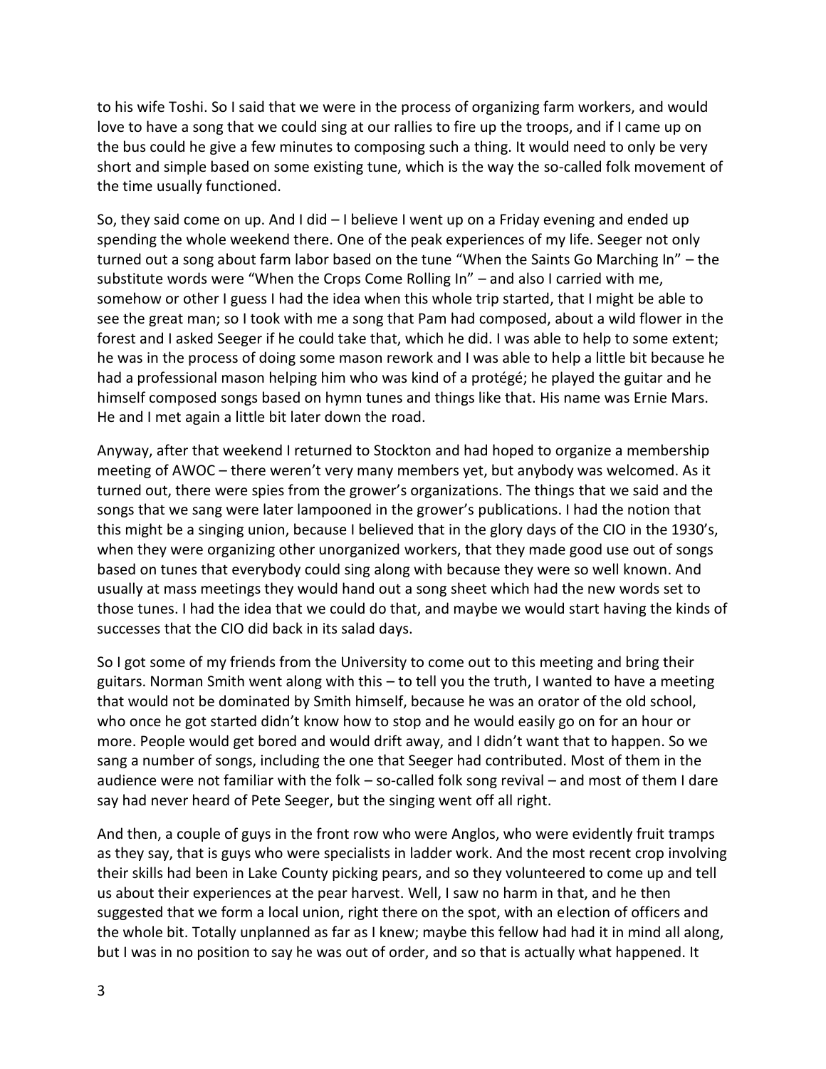to his wife Toshi. So I said that we were in the process of organizing farm workers, and would love to have a song that we could sing at our rallies to fire up the troops, and if I came up on the bus could he give a few minutes to composing such a thing. It would need to only be very short and simple based on some existing tune, which is the way the so-called folk movement of the time usually functioned.

So, they said come on up. And I did – I believe I went up on a Friday evening and ended up spending the whole weekend there. One of the peak experiences of my life. Seeger not only turned out a song about farm labor based on the tune "When the Saints Go Marching In" – the substitute words were "When the Crops Come Rolling In" – and also I carried with me, somehow or other I guess I had the idea when this whole trip started, that I might be able to see the great man; so I took with me a song that Pam had composed, about a wild flower in the forest and I asked Seeger if he could take that, which he did. I was able to help to some extent; he was in the process of doing some mason rework and I was able to help a little bit because he had a professional mason helping him who was kind of a protégé; he played the guitar and he himself composed songs based on hymn tunes and things like that. His name was Ernie Mars. He and I met again a little bit later down the road.

Anyway, after that weekend I returned to Stockton and had hoped to organize a membership meeting of AWOC – there weren't very many members yet, but anybody was welcomed. As it turned out, there were spies from the grower's organizations. The things that we said and the songs that we sang were later lampooned in the grower's publications. I had the notion that this might be a singing union, because I believed that in the glory days of the CIO in the 1930's, when they were organizing other unorganized workers, that they made good use out of songs based on tunes that everybody could sing along with because they were so well known. And usually at mass meetings they would hand out a song sheet which had the new words set to those tunes. I had the idea that we could do that, and maybe we would start having the kinds of successes that the CIO did back in its salad days.

So I got some of my friends from the University to come out to this meeting and bring their guitars. Norman Smith went along with this – to tell you the truth, I wanted to have a meeting that would not be dominated by Smith himself, because he was an orator of the old school, who once he got started didn't know how to stop and he would easily go on for an hour or more. People would get bored and would drift away, and I didn't want that to happen. So we sang a number of songs, including the one that Seeger had contributed. Most of them in the audience were not familiar with the folk – so-called folk song revival – and most of them I dare say had never heard of Pete Seeger, but the singing went off all right.

And then, a couple of guys in the front row who were Anglos, who were evidently fruit tramps as they say, that is guys who were specialists in ladder work. And the most recent crop involving their skills had been in Lake County picking pears, and so they volunteered to come up and tell us about their experiences at the pear harvest. Well, I saw no harm in that, and he then suggested that we form a local union, right there on the spot, with an election of officers and the whole bit. Totally unplanned as far as I knew; maybe this fellow had had it in mind all along, but I was in no position to say he was out of order, and so that is actually what happened. It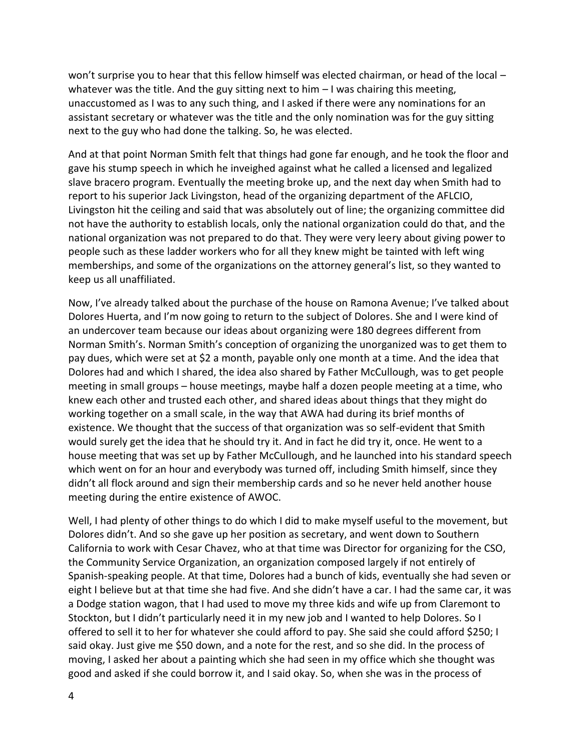won't surprise you to hear that this fellow himself was elected chairman, or head of the local – whatever was the title. And the guy sitting next to him – I was chairing this meeting, unaccustomed as I was to any such thing, and I asked if there were any nominations for an assistant secretary or whatever was the title and the only nomination was for the guy sitting next to the guy who had done the talking. So, he was elected.

And at that point Norman Smith felt that things had gone far enough, and he took the floor and gave his stump speech in which he inveighed against what he called a licensed and legalized slave bracero program. Eventually the meeting broke up, and the next day when Smith had to report to his superior Jack Livingston, head of the organizing department of the AFLCIO, Livingston hit the ceiling and said that was absolutely out of line; the organizing committee did not have the authority to establish locals, only the national organization could do that, and the national organization was not prepared to do that. They were very leery about giving power to people such as these ladder workers who for all they knew might be tainted with left wing memberships, and some of the organizations on the attorney general's list, so they wanted to keep us all unaffiliated.

Now, I've already talked about the purchase of the house on Ramona Avenue; I've talked about Dolores Huerta, and I'm now going to return to the subject of Dolores. She and I were kind of an undercover team because our ideas about organizing were 180 degrees different from Norman Smith's. Norman Smith's conception of organizing the unorganized was to get them to pay dues, which were set at $2 a month, payable only one month at a time. And the idea that Dolores had and which I shared, the idea also shared by Father McCullough, was to get people meeting in small groups – house meetings, maybe half a dozen people meeting at a time, who knew each other and trusted each other, and shared ideas about things that they might do working together on a small scale, in the way that AWA had during its brief months of existence. We thought that the success of that organization was so self-evident that Smith would surely get the idea that he should try it. And in fact he did try it, once. He went to a house meeting that was set up by Father McCullough, and he launched into his standard speech which went on for an hour and everybody was turned off, including Smith himself, since they didn't all flock around and sign their membership cards and so he never held another house meeting during the entire existence of AWOC.

Well, I had plenty of other things to do which I did to make myself useful to the movement, but Dolores didn't. And so she gave up her position as secretary, and went down to Southern California to work with Cesar Chavez, who at that time was Director for organizing for the CSO, the Community Service Organization, an organization composed largely if not entirely of Spanish-speaking people. At that time, Dolores had a bunch of kids, eventually she had seven or eight I believe but at that time she had five. And she didn't have a car. I had the same car, it was a Dodge station wagon, that I had used to move my three kids and wife up from Claremont to Stockton, but I didn't particularly need it in my new job and I wanted to help Dolores. So I offered to sell it to her for whatever she could afford to pay. She said she could afford $250; I said okay. Just give me $50 down, and a note for the rest, and so she did. In the process of moving, I asked her about a painting which she had seen in my office which she thought was good and asked if she could borrow it, and I said okay. So, when she was in the process of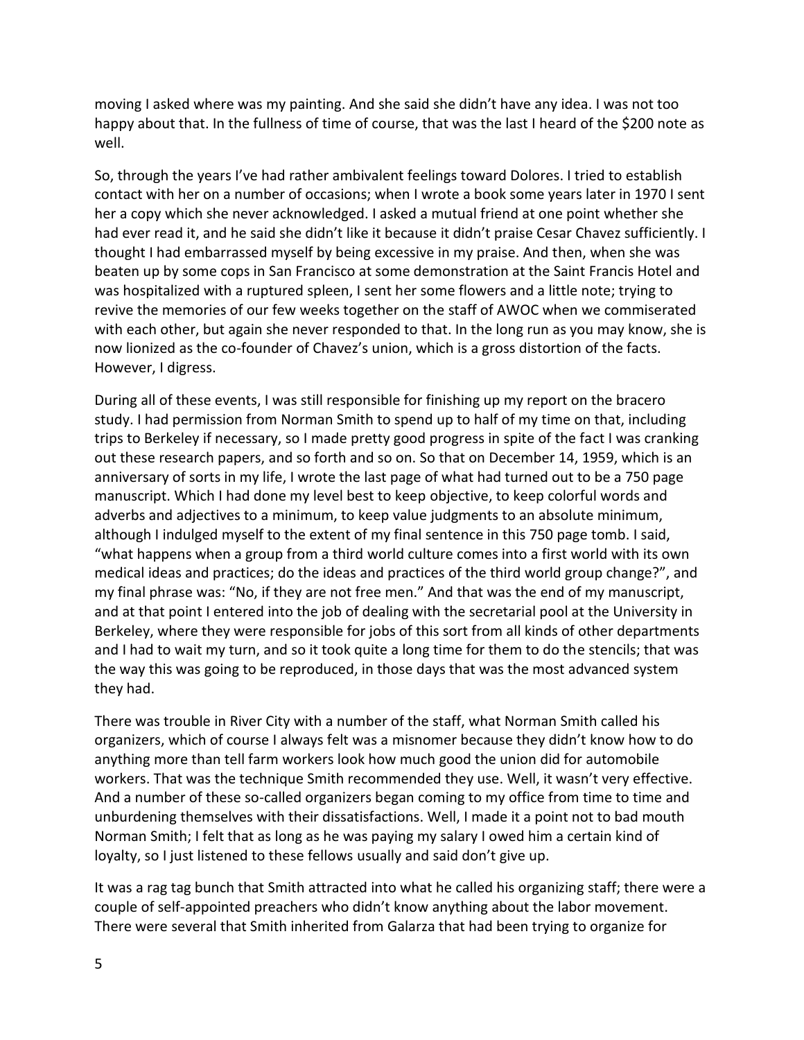moving I asked where was my painting. And she said she didn't have any idea. I was not too happy about that. In the fullness of time of course, that was the last I heard of the $200 note as well.

So, through the years I've had rather ambivalent feelings toward Dolores. I tried to establish contact with her on a number of occasions; when I wrote a book some years later in 1970 I sent her a copy which she never acknowledged. I asked a mutual friend at one point whether she had ever read it, and he said she didn't like it because it didn't praise Cesar Chavez sufficiently. I thought I had embarrassed myself by being excessive in my praise. And then, when she was beaten up by some cops in San Francisco at some demonstration at the Saint Francis Hotel and was hospitalized with a ruptured spleen, I sent her some flowers and a little note; trying to revive the memories of our few weeks together on the staff of AWOC when we commiserated with each other, but again she never responded to that. In the long run as you may know, she is now lionized as the co-founder of Chavez's union, which is a gross distortion of the facts. However, I digress.

During all of these events, I was still responsible for finishing up my report on the bracero study. I had permission from Norman Smith to spend up to half of my time on that, including trips to Berkeley if necessary, so I made pretty good progress in spite of the fact I was cranking out these research papers, and so forth and so on. So that on December 14, 1959, which is an anniversary of sorts in my life, I wrote the last page of what had turned out to be a 750 page manuscript. Which I had done my level best to keep objective, to keep colorful words and adverbs and adjectives to a minimum, to keep value judgments to an absolute minimum, although I indulged myself to the extent of my final sentence in this 750 page tomb. I said, "what happens when a group from a third world culture comes into a first world with its own medical ideas and practices; do the ideas and practices of the third world group change?", and my final phrase was: "No, if they are not free men." And that was the end of my manuscript, and at that point I entered into the job of dealing with the secretarial pool at the University in Berkeley, where they were responsible for jobs of this sort from all kinds of other departments and I had to wait my turn, and so it took quite a long time for them to do the stencils; that was the way this was going to be reproduced, in those days that was the most advanced system they had.

There was trouble in River City with a number of the staff, what Norman Smith called his organizers, which of course I always felt was a misnomer because they didn't know how to do anything more than tell farm workers look how much good the union did for automobile workers. That was the technique Smith recommended they use. Well, it wasn't very effective. And a number of these so-called organizers began coming to my office from time to time and unburdening themselves with their dissatisfactions. Well, I made it a point not to bad mouth Norman Smith; I felt that as long as he was paying my salary I owed him a certain kind of loyalty, so I just listened to these fellows usually and said don't give up.

It was a rag tag bunch that Smith attracted into what he called his organizing staff; there were a couple of self-appointed preachers who didn't know anything about the labor movement. There were several that Smith inherited from Galarza that had been trying to organize for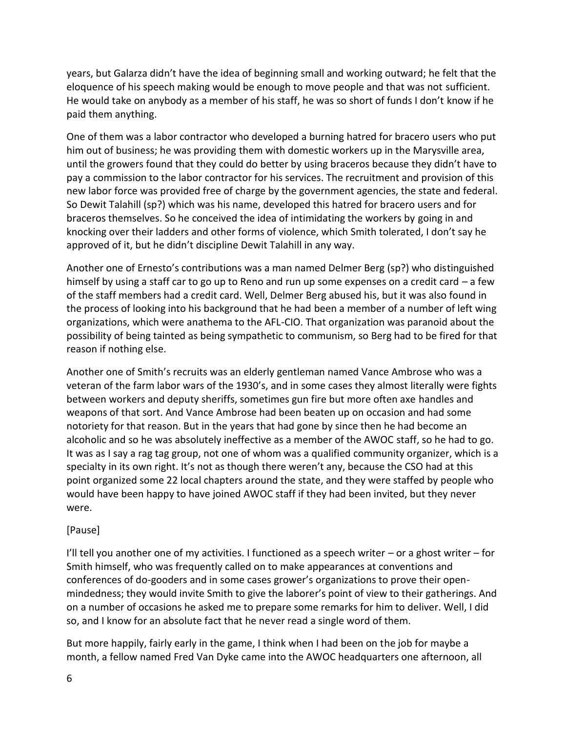years, but Galarza didn't have the idea of beginning small and working outward; he felt that the eloquence of his speech making would be enough to move people and that was not sufficient. He would take on anybody as a member of his staff, he was so short of funds I don't know if he paid them anything.

One of them was a labor contractor who developed a burning hatred for bracero users who put him out of business; he was providing them with domestic workers up in the Marysville area, until the growers found that they could do better by using braceros because they didn't have to pay a commission to the labor contractor for his services. The recruitment and provision of this new labor force was provided free of charge by the government agencies, the state and federal. So Dewit Talahill (sp?) which was his name, developed this hatred for bracero users and for braceros themselves. So he conceived the idea of intimidating the workers by going in and knocking over their ladders and other forms of violence, which Smith tolerated, I don't say he approved of it, but he didn't discipline Dewit Talahill in any way.

Another one of Ernesto's contributions was a man named Delmer Berg (sp?) who distinguished himself by using a staff car to go up to Reno and run up some expenses on a credit card – a few of the staff members had a credit card. Well, Delmer Berg abused his, but it was also found in the process of looking into his background that he had been a member of a number of left wing organizations, which were anathema to the AFL-CIO. That organization was paranoid about the possibility of being tainted as being sympathetic to communism, so Berg had to be fired for that reason if nothing else.

Another one of Smith's recruits was an elderly gentleman named Vance Ambrose who was a veteran of the farm labor wars of the 1930's, and in some cases they almost literally were fights between workers and deputy sheriffs, sometimes gun fire but more often axe handles and weapons of that sort. And Vance Ambrose had been beaten up on occasion and had some notoriety for that reason. But in the years that had gone by since then he had become an alcoholic and so he was absolutely ineffective as a member of the AWOC staff, so he had to go. It was as I say a rag tag group, not one of whom was a qualified community organizer, which is a specialty in its own right. It's not as though there weren't any, because the CSO had at this point organized some 22 local chapters around the state, and they were staffed by people who would have been happy to have joined AWOC staff if they had been invited, but they never were.

[Pause]

I'll tell you another one of my activities. I functioned as a speech writer – or a ghost writer – for Smith himself, who was frequently called on to make appearances at conventions and conferences of do-gooders and in some cases grower's organizations to prove their open-mindedness; they would invite Smith to give the laborer's point of view to their gatherings. And on a number of occasions he asked me to prepare some remarks for him to deliver. Well, I did so, and I know for an absolute fact that he never read a single word of them.

But more happily, fairly early in the game, I think when I had been on the job for maybe a month, a fellow named Fred Van Dyke came into the AWOC headquarters one afternoon, all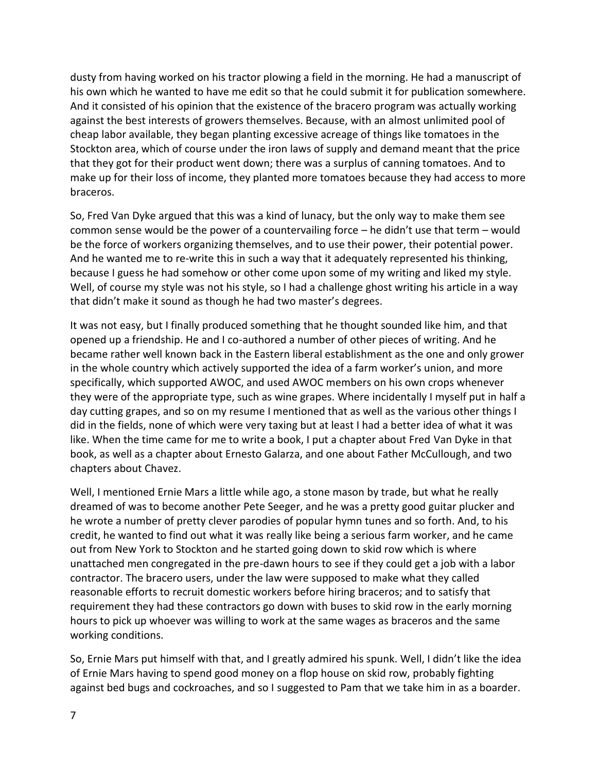dusty from having worked on his tractor plowing a field in the morning. He had a manuscript of his own which he wanted to have me edit so that he could submit it for publication somewhere. And it consisted of his opinion that the existence of the bracero program was actually working against the best interests of growers themselves. Because, with an almost unlimited pool of cheap labor available, they began planting excessive acreage of things like tomatoes in the Stockton area, which of course under the iron laws of supply and demand meant that the price that they got for their product went down; there was a surplus of canning tomatoes. And to make up for their loss of income, they planted more tomatoes because they had access to more braceros.

So, Fred Van Dyke argued that this was a kind of lunacy, but the only way to make them see common sense would be the power of a countervailing force – he didn't use that term – would be the force of workers organizing themselves, and to use their power, their potential power. And he wanted me to re-write this in such a way that it adequately represented his thinking, because I guess he had somehow or other come upon some of my writing and liked my style. Well, of course my style was not his style, so I had a challenge ghost writing his article in a way that didn't make it sound as though he had two master's degrees.

It was not easy, but I finally produced something that he thought sounded like him, and that opened up a friendship. He and I co-authored a number of other pieces of writing. And he became rather well known back in the Eastern liberal establishment as the one and only grower in the whole country which actively supported the idea of a farm worker's union, and more specifically, which supported AWOC, and used AWOC members on his own crops whenever they were of the appropriate type, such as wine grapes. Where incidentally I myself put in half a day cutting grapes, and so on my resume I mentioned that as well as the various other things I did in the fields, none of which were very taxing but at least I had a better idea of what it was like. When the time came for me to write a book, I put a chapter about Fred Van Dyke in that book, as well as a chapter about Ernesto Galarza, and one about Father McCullough, and two chapters about Chavez.

Well, I mentioned Ernie Mars a little while ago, a stone mason by trade, but what he really dreamed of was to become another Pete Seeger, and he was a pretty good guitar plucker and he wrote a number of pretty clever parodies of popular hymn tunes and so forth. And, to his credit, he wanted to find out what it was really like being a serious farm worker, and he came out from New York to Stockton and he started going down to skid row which is where unattached men congregated in the pre-dawn hours to see if they could get a job with a labor contractor. The bracero users, under the law were supposed to make what they called reasonable efforts to recruit domestic workers before hiring braceros; and to satisfy that requirement they had these contractors go down with buses to skid row in the early morning hours to pick up whoever was willing to work at the same wages as braceros and the same working conditions.

So, Ernie Mars put himself with that, and I greatly admired his spunk. Well, I didn't like the idea of Ernie Mars having to spend good money on a flop house on skid row, probably fighting against bed bugs and cockroaches, and so I suggested to Pam that we take him in as a boarder.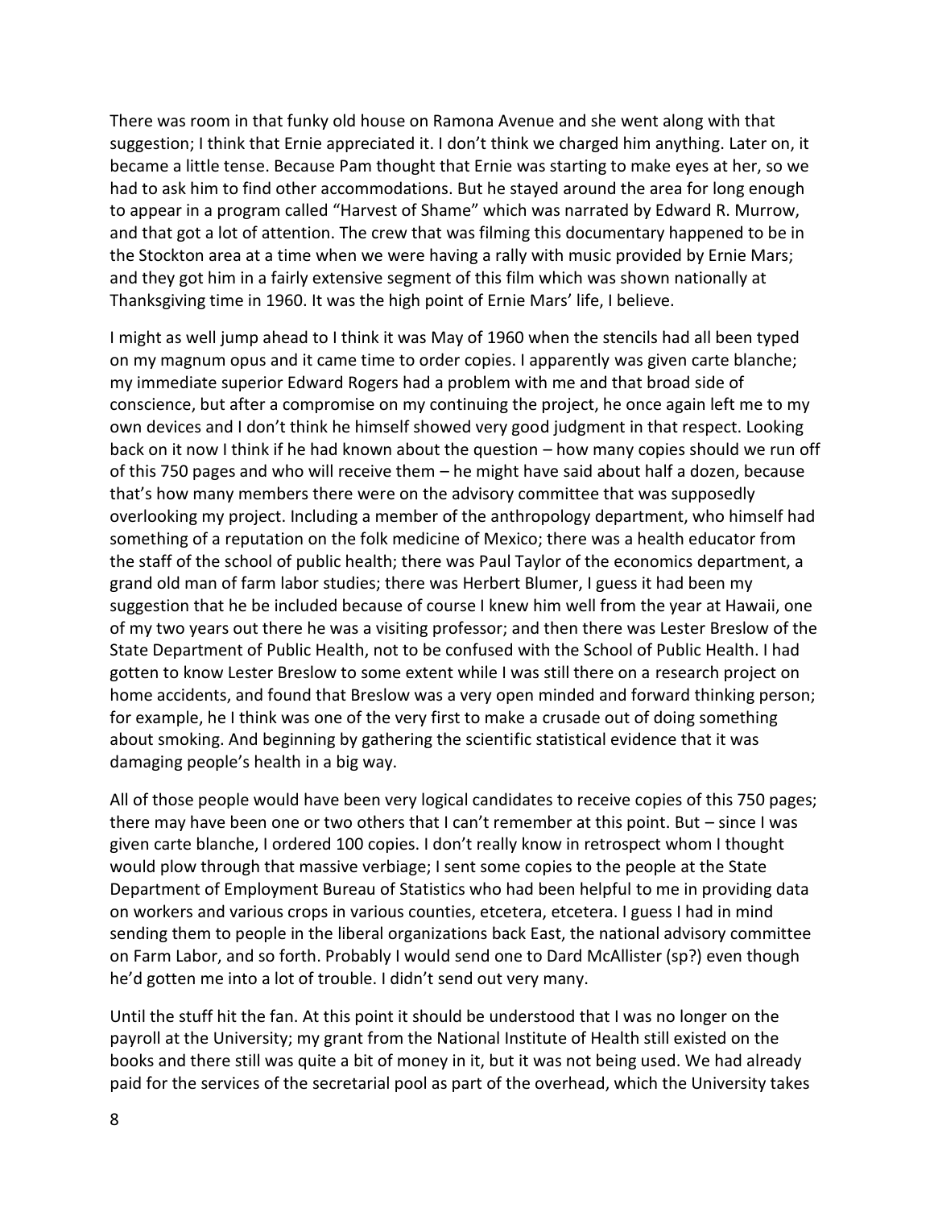There was room in that funky old house on Ramona Avenue and she went along with that suggestion; I think that Ernie appreciated it. I don't think we charged him anything. Later on, it became a little tense. Because Pam thought that Ernie was starting to make eyes at her, so we had to ask him to find other accommodations. But he stayed around the area for long enough to appear in a program called "Harvest of Shame" which was narrated by Edward R. Murrow, and that got a lot of attention. The crew that was filming this documentary happened to be in the Stockton area at a time when we were having a rally with music provided by Ernie Mars; and they got him in a fairly extensive segment of this film which was shown nationally at Thanksgiving time in 1960. It was the high point of Ernie Mars' life, I believe.

I might as well jump ahead to I think it was May of 1960 when the stencils had all been typed on my magnum opus and it came time to order copies. I apparently was given carte blanche; my immediate superior Edward Rogers had a problem with me and that broad side of conscience, but after a compromise on my continuing the project, he once again left me to my own devices and I don't think he himself showed very good judgment in that respect. Looking back on it now I think if he had known about the question – how many copies should we run off of this 750 pages and who will receive them – he might have said about half a dozen, because that's how many members there were on the advisory committee that was supposedly overlooking my project. Including a member of the anthropology department, who himself had something of a reputation on the folk medicine of Mexico; there was a health educator from the staff of the school of public health; there was Paul Taylor of the economics department, a grand old man of farm labor studies; there was Herbert Blumer, I guess it had been my suggestion that he be included because of course I knew him well from the year at Hawaii, one of my two years out there he was a visiting professor; and then there was Lester Breslow of the State Department of Public Health, not to be confused with the School of Public Health. I had gotten to know Lester Breslow to some extent while I was still there on a research project on home accidents, and found that Breslow was a very open minded and forward thinking person; for example, he I think was one of the very first to make a crusade out of doing something about smoking. And beginning by gathering the scientific statistical evidence that it was damaging people's health in a big way.

All of those people would have been very logical candidates to receive copies of this 750 pages; there may have been one or two others that I can't remember at this point. But – since I was given carte blanche, I ordered 100 copies. I don't really know in retrospect whom I thought would plow through that massive verbiage; I sent some copies to the people at the State Department of Employment Bureau of Statistics who had been helpful to me in providing data on workers and various crops in various counties, etcetera, etcetera. I guess I had in mind sending them to people in the liberal organizations back East, the national advisory committee on Farm Labor, and so forth. Probably I would send one to Dard McAllister (sp?) even though he'd gotten me into a lot of trouble. I didn't send out very many.

Until the stuff hit the fan. At this point it should be understood that I was no longer on the payroll at the University; my grant from the National Institute of Health still existed on the books and there still was quite a bit of money in it, but it was not being used. We had already paid for the services of the secretarial pool as part of the overhead, which the University takes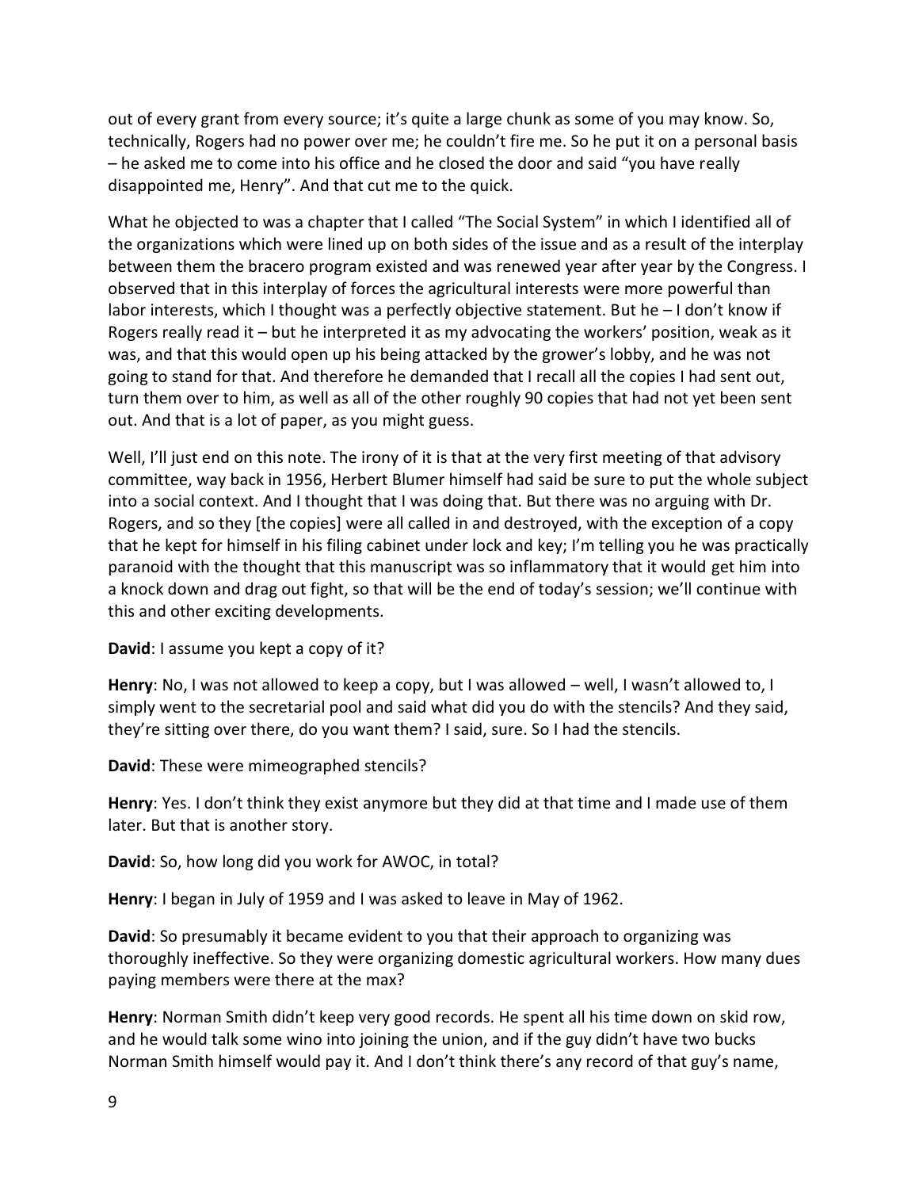out of every grant from every source; it's quite a large chunk as some of you may know. So, technically, Rogers had no power over me; he couldn't fire me. So he put it on a personal basis – he asked me to come into his office and he closed the door and said "you have really disappointed me, Henry". And that cut me to the quick.

What he objected to was a chapter that I called "The Social System" in which I identified all of the organizations which were lined up on both sides of the issue and as a result of the interplay between them the bracero program existed and was renewed year after year by the Congress. I observed that in this interplay of forces the agricultural interests were more powerful than labor interests, which I thought was a perfectly objective statement. But he – I don't know if Rogers really read it – but he interpreted it as my advocating the workers' position, weak as it was, and that this would open up his being attacked by the grower's lobby, and he was not going to stand for that. And therefore he demanded that I recall all the copies I had sent out, turn them over to him, as well as all of the other roughly 90 copies that had not yet been sent out. And that is a lot of paper, as you might guess.

Well, I'll just end on this note. The irony of it is that at the very first meeting of that advisory committee, way back in 1956, Herbert Blumer himself had said be sure to put the whole subject into a social context. And I thought that I was doing that. But there was no arguing with Dr. Rogers, and so they [the copies] were all called in and destroyed, with the exception of a copy that he kept for himself in his filing cabinet under lock and key; I'm telling you he was practically paranoid with the thought that this manuscript was so inflammatory that it would get him into a knock down and drag out fight, so that will be the end of today's session; we'll continue with this and other exciting developments.

**David**: I assume you kept a copy of it?

**Henry**: No, I was not allowed to keep a copy, but I was allowed – well, I wasn't allowed to, I simply went to the secretarial pool and said what did you do with the stencils? And they said, they're sitting over there, do you want them? I said, sure. So I had the stencils.

**David**: These were mimeographed stencils?

**Henry**: Yes. I don't think they exist anymore but they did at that time and I made use of them later. But that is another story.

**David**: So, how long did you work for AWOC, in total?

**Henry**: I began in July of 1959 and I was asked to leave in May of 1962.

**David**: So presumably it became evident to you that their approach to organizing was thoroughly ineffective. So they were organizing domestic agricultural workers. How many dues paying members were there at the max?

**Henry**: Norman Smith didn't keep very good records. He spent all his time down on skid row, and he would talk some wino into joining the union, and if the guy didn't have two bucks Norman Smith himself would pay it. And I don't think there's any record of that guy's name,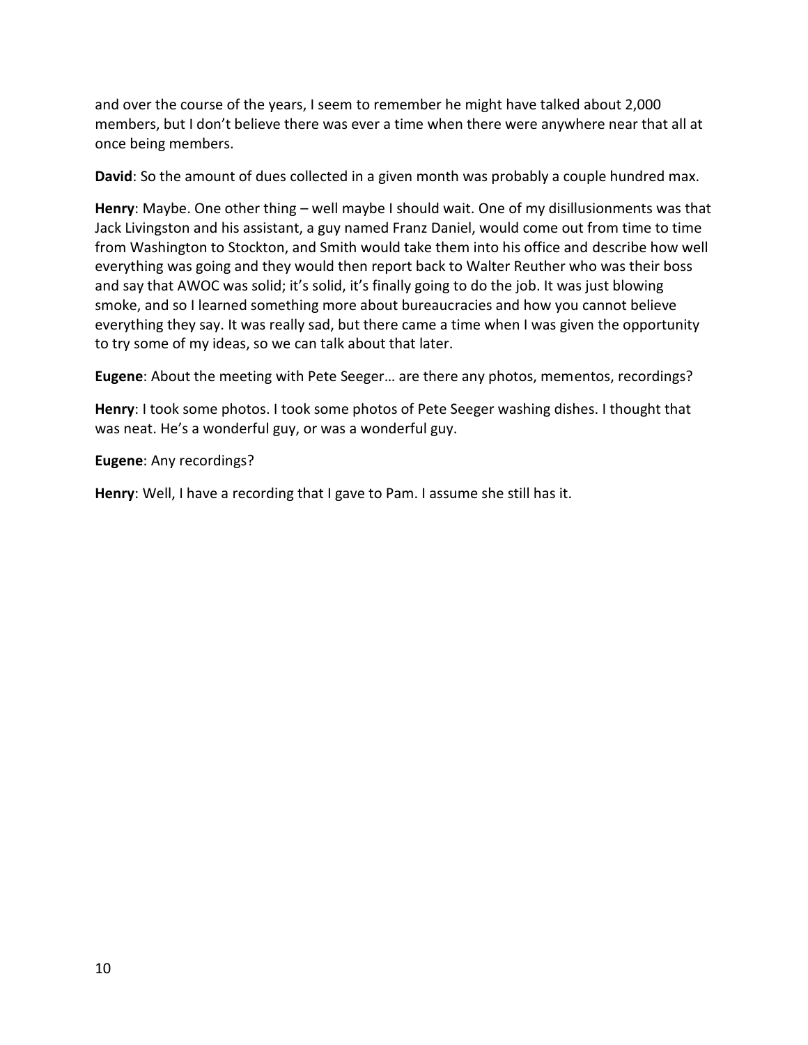and over the course of the years, I seem to remember he might have talked about 2,000 members, but I don't believe there was ever a time when there were anywhere near that all at once being members.

**David**: So the amount of dues collected in a given month was probably a couple hundred max.

**Henry**: Maybe. One other thing – well maybe I should wait. One of my disillusionments was that Jack Livingston and his assistant, a guy named Franz Daniel, would come out from time to time from Washington to Stockton, and Smith would take them into his office and describe how well everything was going and they would then report back to Walter Reuther who was their boss and say that AWOC was solid; it's solid, it's finally going to do the job. It was just blowing smoke, and so I learned something more about bureaucracies and how you cannot believe everything they say. It was really sad, but there came a time when I was given the opportunity to try some of my ideas, so we can talk about that later.

**Eugene**: About the meeting with Pete Seeger… are there any photos, mementos, recordings?

**Henry**: I took some photos. I took some photos of Pete Seeger washing dishes. I thought that was neat. He's a wonderful guy, or was a wonderful guy.

**Eugene**: Any recordings?

**Henry**: Well, I have a recording that I gave to Pam. I assume she still has it.